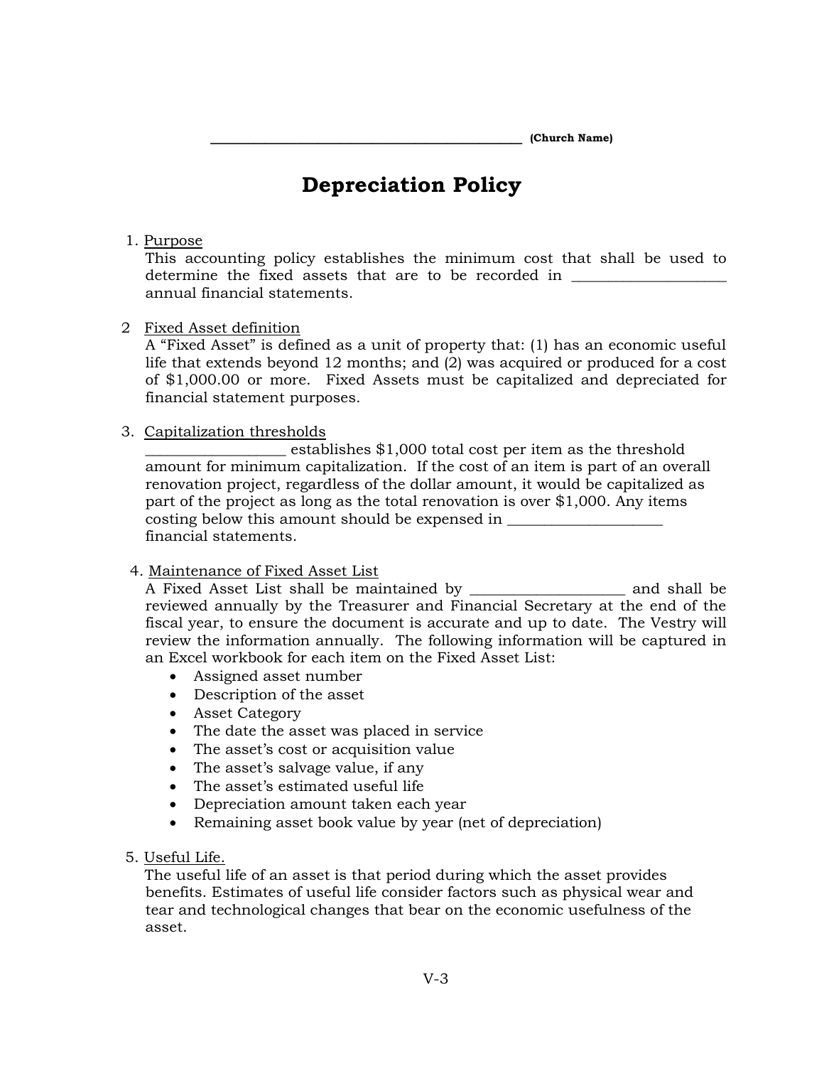_____________________________________________ **(Church Name)**

# Depreciation Policy

1. Purpose
   This accounting policy establishes the minimum cost that shall be used to determine the fixed assets that are to be recorded in ____________________ annual financial statements.

2. Fixed Asset definition
   A "Fixed Asset" is defined as a unit of property that: (1) has an economic useful life that extends beyond 12 months; and (2) was acquired or produced for a cost of $1,000.00 or more. Fixed Assets must be capitalized and depreciated for financial statement purposes.

3. Capitalization thresholds
   __________________ establishes $1,000 total cost per item as the threshold amount for minimum capitalization. If the cost of an item is part of an overall renovation project, regardless of the dollar amount, it would be capitalized as part of the project as long as the total renovation is over $1,000. Any items costing below this amount should be expensed in ____________________ financial statements.

4. Maintenance of Fixed Asset List
   A Fixed Asset List shall be maintained by ____________________ and shall be reviewed annually by the Treasurer and Financial Secretary at the end of the fiscal year, to ensure the document is accurate and up to date. The Vestry will review the information annually. The following information will be captured in an Excel workbook for each item on the Fixed Asset List:
   - Assigned asset number
   - Description of the asset
   - Asset Category
   - The date the asset was placed in service
   - The asset's cost or acquisition value
   - The asset's salvage value, if any
   - The asset's estimated useful life
   - Depreciation amount taken each year
   - Remaining asset book value by year (net of depreciation)

5. Useful Life.
   The useful life of an asset is that period during which the asset provides benefits. Estimates of useful life consider factors such as physical wear and tear and technological changes that bear on the economic usefulness of the asset.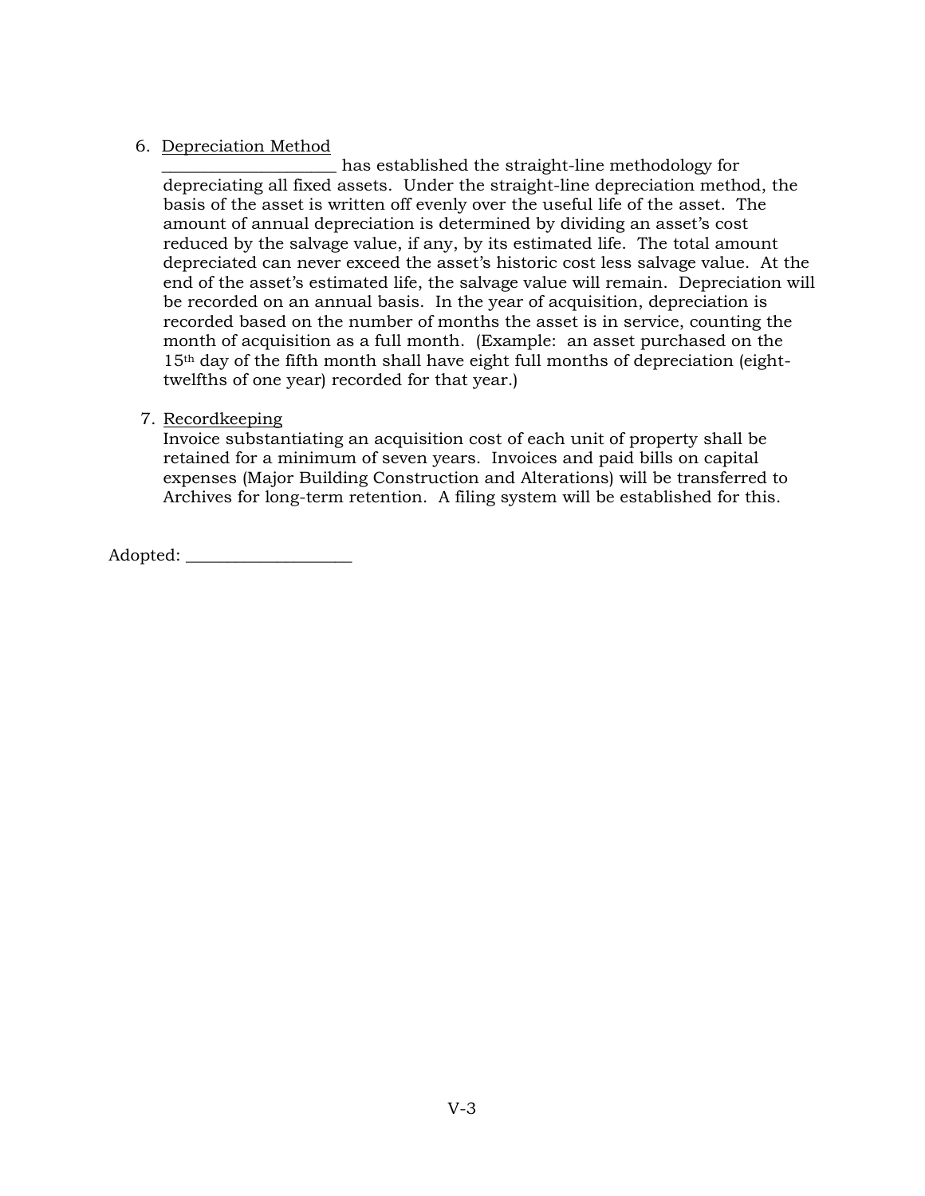6. <u>Depreciation Method</u>
   ____________________ has established the straight-line methodology for depreciating all fixed assets. Under the straight-line depreciation method, the basis of the asset is written off evenly over the useful life of the asset. The amount of annual depreciation is determined by dividing an asset's cost reduced by the salvage value, if any, by its estimated life. The total amount depreciated can never exceed the asset's historic cost less salvage value. At the end of the asset's estimated life, the salvage value will remain. Depreciation will be recorded on an annual basis. In the year of acquisition, depreciation is recorded based on the number of months the asset is in service, counting the month of acquisition as a full month. (Example: an asset purchased on the 15th day of the fifth month shall have eight full months of depreciation (eight-twelfths of one year) recorded for that year.)

7. <u>Recordkeeping</u>
   Invoice substantiating an acquisition cost of each unit of property shall be retained for a minimum of seven years. Invoices and paid bills on capital expenses (Major Building Construction and Alterations) will be transferred to Archives for long-term retention. A filing system will be established for this.

Adopted: ____________________